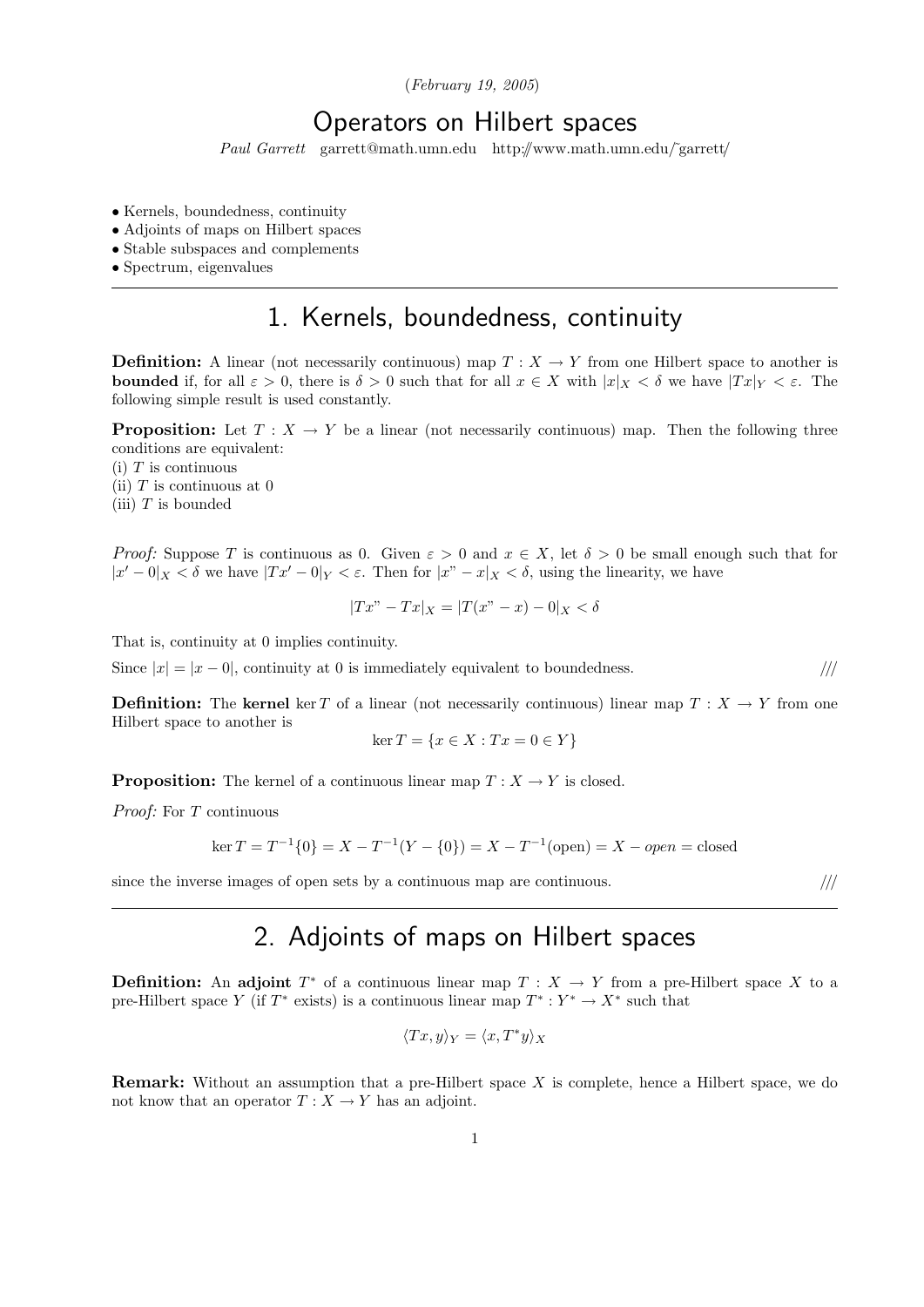(*February 19, 2005*)

# Operators on Hilbert spaces

*Paul Garrett* garrett@math.umn.edu http://www.math.umn.edu/~garrett/

- Kernels, boundedness, continuity
- Adjoints of maps on Hilbert spaces
- Stable subspaces and complements
- Spectrum, eigenvalues

---

## 1. Kernels, boundedness, continuity

**Definition:** A linear (not necessarily continuous) map $T : X \to Y$ from one Hilbert space to another is **bounded** if, for all $\varepsilon > 0$, there is $\delta > 0$ such that for all $x \in X$ with $|x|_X < \delta$ we have $|Tx|_Y < \varepsilon$. The following simple result is used constantly.

**Proposition:** Let $T : X \to Y$ be a linear (not necessarily continuous) map. Then the following three conditions are equivalent:
(i) $T$ is continuous
(ii) $T$ is continuous at 0
(iii) $T$ is bounded

*Proof:* Suppose $T$ is continuous as 0. Given $\varepsilon > 0$ and $x \in X$, let $\delta > 0$ be small enough such that for $|x' - 0|_X < \delta$ we have $|Tx' - 0|_Y < \varepsilon$. Then for $|x" - x|_X < \delta$, using the linearity, we have

$$|Tx" - Tx|_X = |T(x" - x) - 0|_X < \delta$$

That is, continuity at 0 implies continuity.

Since $|x| = |x - 0|$, continuity at 0 is immediately equivalent to boundedness. ///

**Definition:** The **kernel** $\ker T$ of a linear (not necessarily continuous) linear map $T : X \to Y$ from one Hilbert space to another is

$$\ker T = \{x \in X : Tx = 0 \in Y\}$$

**Proposition:** The kernel of a continuous linear map $T : X \to Y$ is closed.

*Proof:* For $T$ continuous

$$\ker T = T^{-1}\{0\} = X - T^{-1}(Y - \{0\}) = X - T^{-1}(\text{open}) = X - \textit{open} = \text{closed}$$

since the inverse images of open sets by a continuous map are continuous. ///

---

## 2. Adjoints of maps on Hilbert spaces

**Definition:** An **adjoint** $T^*$ of a continuous linear map $T : X \to Y$ from a pre-Hilbert space $X$ to a pre-Hilbert space $Y$ (if $T^*$ exists) is a continuous linear map $T^* : Y^* \to X^*$ such that

$$\langle Tx, y\rangle_Y = \langle x, T^*y\rangle_X$$

**Remark:** Without an assumption that a pre-Hilbert space $X$ is complete, hence a Hilbert space, we do not know that an operator $T : X \to Y$ has an adjoint.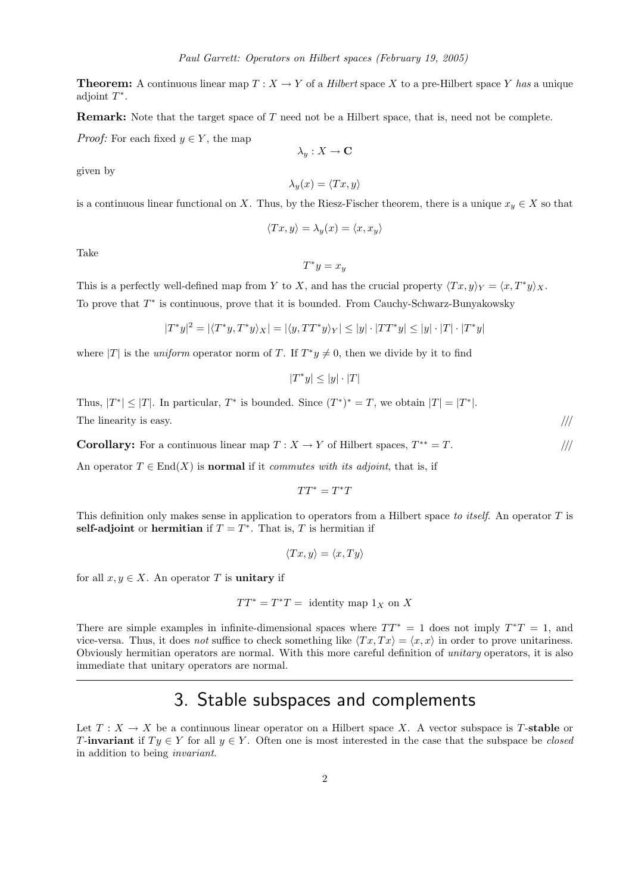**Theorem:** A continuous linear map $T : X \to Y$ of a *Hilbert* space $X$ to a pre-Hilbert space $Y$ *has* a unique adjoint $T^*$.

**Remark:** Note that the target space of $T$ need not be a Hilbert space, that is, need not be complete.

*Proof:* For each fixed $y \in Y$, the map

$$\lambda_y : X \to \mathbf{C}$$

given by

$$\lambda_y(x) = \langle Tx, y\rangle$$

is a continuous linear functional on $X$. Thus, by the Riesz-Fischer theorem, there is a unique $x_y \in X$ so that

$$\langle Tx, y\rangle = \lambda_y(x) = \langle x, x_y\rangle$$

Take

$$T^* y = x_y$$

This is a perfectly well-defined map from $Y$ to $X$, and has the crucial property $\langle Tx, y\rangle_Y = \langle x, T^*y\rangle_X$.

To prove that $T^*$ is continuous, prove that it is bounded. From Cauchy-Schwarz-Bunyakowsky

$$|T^*y|^2 = |\langle T^*y, T^*y\rangle_X| = |\langle y, TT^*y\rangle_Y| \leq |y| \cdot |TT^*y| \leq |y| \cdot |T| \cdot |T^*y|$$

where $|T|$ is the *uniform* operator norm of $T$. If $T^*y \neq 0$, then we divide by it to find

$$|T^*y| \leq |y| \cdot |T|$$

Thus, $|T^*| \leq |T|$. In particular, $T^*$ is bounded. Since $(T^*)^* = T$, we obtain $|T| = |T^*|$.

The linearity is easy. ///

**Corollary:** For a continuous linear map $T : X \to Y$ of Hilbert spaces, $T^{**} = T$. ///

An operator $T \in \mathrm{End}(X)$ is **normal** if it *commutes with its adjoint*, that is, if

$$TT^* = T^*T$$

This definition only makes sense in application to operators from a Hilbert space *to itself*. An operator $T$ is **self-adjoint** or **hermitian** if $T = T^*$. That is, $T$ is hermitian if

$$\langle Tx, y\rangle = \langle x, Ty\rangle$$

for all $x, y \in X$. An operator $T$ is **unitary** if

$$TT^* = T^*T = \text{ identity map } 1_X \text{ on } X$$

There are simple examples in infinite-dimensional spaces where $TT^* = 1$ does not imply $T^*T = 1$, and vice-versa. Thus, it does *not* suffice to check something like $\langle Tx, Tx\rangle = \langle x, x\rangle$ in order to prove unitariness. Obviously hermitian operators are normal. With this more careful definition of *unitary* operators, it is also immediate that unitary operators are normal.

# 3. Stable subspaces and complements

Let $T : X \to X$ be a continuous linear operator on a Hilbert space $X$. A vector subspace is $T$-**stable** or $T$-**invariant** if $Ty \in Y$ for all $y \in Y$. Often one is most interested in the case that the subspace be *closed* in addition to being *invariant*.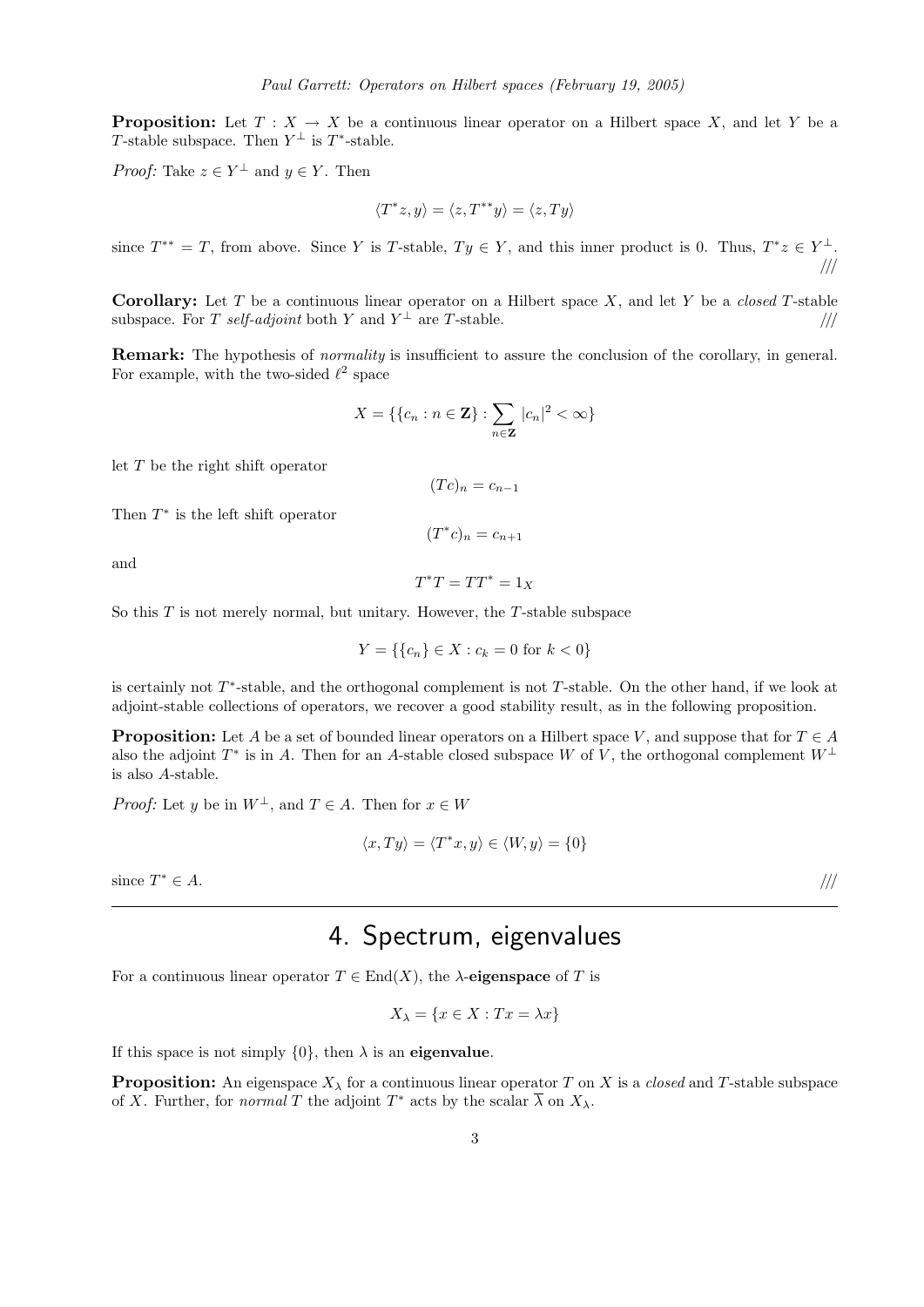**Proposition:** Let $T : X \to X$ be a continuous linear operator on a Hilbert space $X$, and let $Y$ be a $T$-stable subspace. Then $Y^\perp$ is $T^*$-stable.

*Proof:* Take $z \in Y^\perp$ and $y \in Y$. Then

$$\langle T^* z, y \rangle = \langle z, T^{**} y \rangle = \langle z, Ty \rangle$$

since $T^{**} = T$, from above. Since $Y$ is $T$-stable, $Ty \in Y$, and this inner product is 0. Thus, $T^* z \in Y^\perp$. ///

**Corollary:** Let $T$ be a continuous linear operator on a Hilbert space $X$, and let $Y$ be a *closed* $T$-stable subspace. For $T$ *self-adjoint* both $Y$ and $Y^\perp$ are $T$-stable. ///

**Remark:** The hypothesis of *normality* is insufficient to assure the conclusion of the corollary, in general. For example, with the two-sided $\ell^2$ space

$$X = \{\{c_n : n \in \mathbf{Z}\} : \sum_{n \in \mathbf{Z}} |c_n|^2 < \infty\}$$

let $T$ be the right shift operator

$$(Tc)_n = c_{n-1}$$

Then $T^*$ is the left shift operator

$$(T^* c)_n = c_{n+1}$$

and

$$T^* T = T T^* = 1_X$$

So this $T$ is not merely normal, but unitary. However, the $T$-stable subspace

$$Y = \{\{c_n\} \in X : c_k = 0 \text{ for } k < 0\}$$

is certainly not $T^*$-stable, and the orthogonal complement is not $T$-stable. On the other hand, if we look at adjoint-stable collections of operators, we recover a good stability result, as in the following proposition.

**Proposition:** Let $A$ be a set of bounded linear operators on a Hilbert space $V$, and suppose that for $T \in A$ also the adjoint $T^*$ is in $A$. Then for an $A$-stable closed subspace $W$ of $V$, the orthogonal complement $W^\perp$ is also $A$-stable.

*Proof:* Let $y$ be in $W^\perp$, and $T \in A$. Then for $x \in W$

$$\langle x, Ty \rangle = \langle T^* x, y \rangle \in \langle W, y \rangle = \{0\}$$

since $T^* \in A$. ///

---

## 4. Spectrum, eigenvalues

For a continuous linear operator $T \in \text{End}(X)$, the $\lambda$-**eigenspace** of $T$ is

$$X_\lambda = \{x \in X : Tx = \lambda x\}$$

If this space is not simply $\{0\}$, then $\lambda$ is an **eigenvalue**.

**Proposition:** An eigenspace $X_\lambda$ for a continuous linear operator $T$ on $X$ is a *closed* and $T$-stable subspace of $X$. Further, for *normal* $T$ the adjoint $T^*$ acts by the scalar $\overline{\lambda}$ on $X_\lambda$.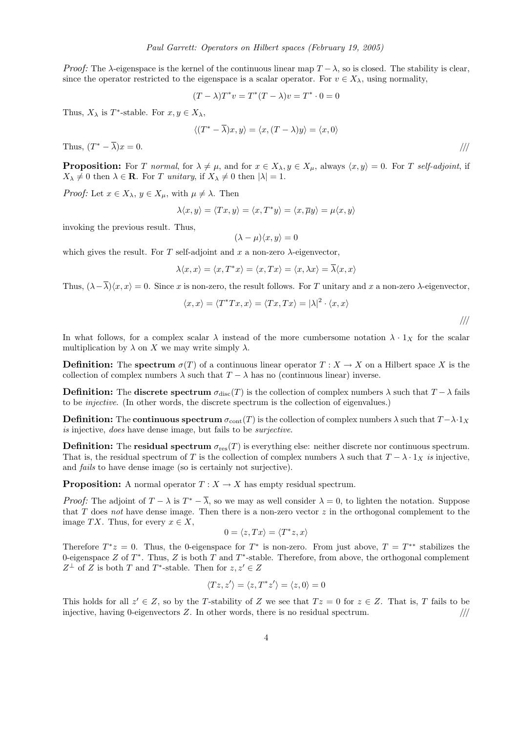*Proof:* The $\lambda$-eigenspace is the kernel of the continuous linear map $T - \lambda$, so is closed. The stability is clear, since the operator restricted to the eigenspace is a scalar operator. For $v \in X_\lambda$, using normality,

$$(T - \lambda)T^*v = T^*(T - \lambda)v = T^* \cdot 0 = 0$$

Thus, $X_\lambda$ is $T^*$-stable. For $x, y \in X_\lambda$,

$$\langle (T^* - \overline{\lambda})x, y\rangle = \langle x, (T - \lambda)y\rangle = \langle x, 0\rangle$$

Thus, $(T^* - \overline{\lambda})x = 0$. ///

**Proposition:** For $T$ *normal*, for $\lambda \neq \mu$, and for $x \in X_\lambda, y \in X_\mu$, always $\langle x, y\rangle = 0$. For $T$ *self-adjoint*, if $X_\lambda \neq 0$ then $\lambda \in \mathbf{R}$. For $T$ *unitary*, if $X_\lambda \neq 0$ then $|\lambda| = 1$.

*Proof:* Let $x \in X_\lambda$, $y \in X_\mu$, with $\mu \neq \lambda$. Then

$$\lambda\langle x, y\rangle = \langle Tx, y\rangle = \langle x, T^*y\rangle = \langle x, \overline{\mu}y\rangle = \mu\langle x, y\rangle$$

invoking the previous result. Thus,

$$(\lambda - \mu)\langle x, y\rangle = 0$$

which gives the result. For $T$ self-adjoint and $x$ a non-zero $\lambda$-eigenvector,

$$\lambda\langle x, x\rangle = \langle x, T^*x\rangle = \langle x, Tx\rangle = \langle x, \lambda x\rangle = \overline{\lambda}\langle x, x\rangle$$

Thus, $(\lambda - \overline{\lambda})\langle x, x\rangle = 0$. Since $x$ is non-zero, the result follows. For $T$ unitary and $x$ a non-zero $\lambda$-eigenvector,

$$\langle x, x\rangle = \langle T^*Tx, x\rangle = \langle Tx, Tx\rangle = |\lambda|^2 \cdot \langle x, x\rangle$$

///

In what follows, for a complex scalar $\lambda$ instead of the more cumbersome notation $\lambda \cdot 1_X$ for the scalar multiplication by $\lambda$ on $X$ we may write simply $\lambda$.

**Definition:** The **spectrum** $\sigma(T)$ of a continuous linear operator $T : X \to X$ on a Hilbert space $X$ is the collection of complex numbers $\lambda$ such that $T - \lambda$ has no (continuous linear) inverse.

**Definition:** The **discrete spectrum** $\sigma_{\text{disc}}(T)$ is the collection of complex numbers $\lambda$ such that $T - \lambda$ fails to be *injective*. (In other words, the discrete spectrum is the collection of eigenvalues.)

**Definition:** The **continuous spectrum** $\sigma_{\text{cont}}(T)$ is the collection of complex numbers $\lambda$ such that $T - \lambda \cdot 1_X$ *is* injective, *does* have dense image, but fails to be *surjective*.

**Definition:** The **residual spectrum** $\sigma_{\text{res}}(T)$ is everything else: neither discrete nor continuous spectrum. That is, the residual spectrum of $T$ is the collection of complex numbers $\lambda$ such that $T - \lambda \cdot 1_X$ *is* injective, and *fails* to have dense image (so is certainly not surjective).

**Proposition:** A normal operator $T : X \to X$ has empty residual spectrum.

*Proof:* The adjoint of $T - \lambda$ is $T^* - \overline{\lambda}$, so we may as well consider $\lambda = 0$, to lighten the notation. Suppose that $T$ does *not* have dense image. Then there is a non-zero vector $z$ in the orthogonal complement to the image $TX$. Thus, for every $x \in X$,

$$0 = \langle z, Tx\rangle = \langle T^*z, x\rangle$$

Therefore $T^*z = 0$. Thus, the 0-eigenspace for $T^*$ is non-zero. From just above, $T = T^{**}$ stabilizes the 0-eigenspace $Z$ of $T^*$. Thus, $Z$ is both $T$ and $T^*$-stable. Therefore, from above, the orthogonal complement $Z^\perp$ of $Z$ is both $T$ and $T^*$-stable. Then for $z, z' \in Z$

$$\langle Tz, z'\rangle = \langle z, T^*z'\rangle = \langle z, 0\rangle = 0$$

This holds for all $z' \in Z$, so by the $T$-stability of $Z$ we see that $Tz = 0$ for $z \in Z$. That is, $T$ fails to be injective, having 0-eigenvectors $Z$. In other words, there is no residual spectrum. ///